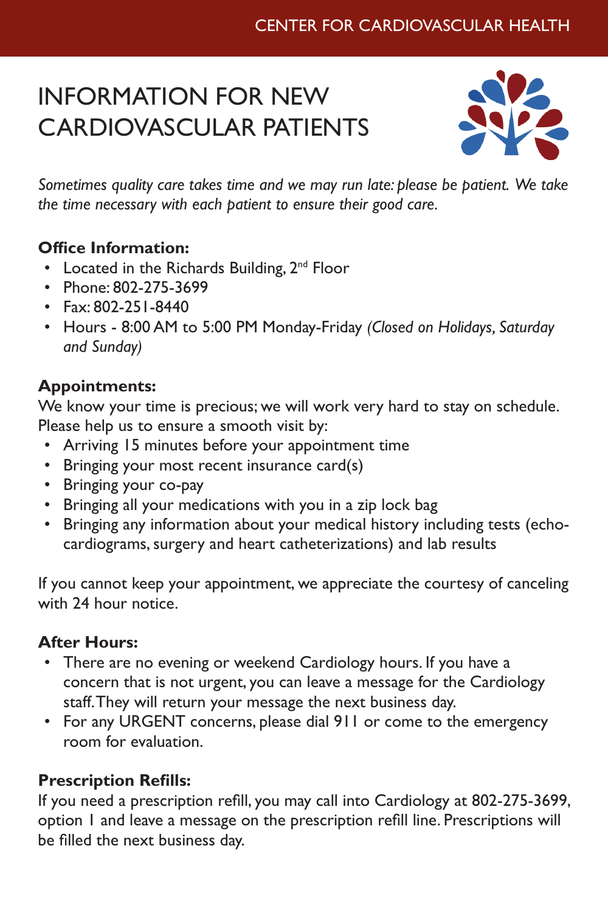CENTER FOR CARDIOVASCULAR HEALTH

# INFORMATION FOR NEW CARDIOVASCULAR PATIENTS

*Sometimes quality care takes time and we may run late: please be patient. We take the time necessary with each patient to ensure their good care.*

**Office Information:**

- Located in the Richards Building, 2nd Floor
- Phone: 802-275-3699
- Fax: 802-251-8440
- Hours - 8:00 AM to 5:00 PM Monday-Friday *(Closed on Holidays, Saturday and Sunday)*

**Appointments:**

We know your time is precious; we will work very hard to stay on schedule. Please help us to ensure a smooth visit by:

- Arriving 15 minutes before your appointment time
- Bringing your most recent insurance card(s)
- Bringing your co-pay
- Bringing all your medications with you in a zip lock bag
- Bringing any information about your medical history including tests (echocardiograms, surgery and heart catheterizations) and lab results

If you cannot keep your appointment, we appreciate the courtesy of canceling with 24 hour notice.

**After Hours:**

- There are no evening or weekend Cardiology hours. If you have a concern that is not urgent, you can leave a message for the Cardiology staff. They will return your message the next business day.
- For any URGENT concerns, please dial 911 or come to the emergency room for evaluation.

**Prescription Refills:**

If you need a prescription refill, you may call into Cardiology at 802-275-3699, option 1 and leave a message on the prescription refill line. Prescriptions will be filled the next business day.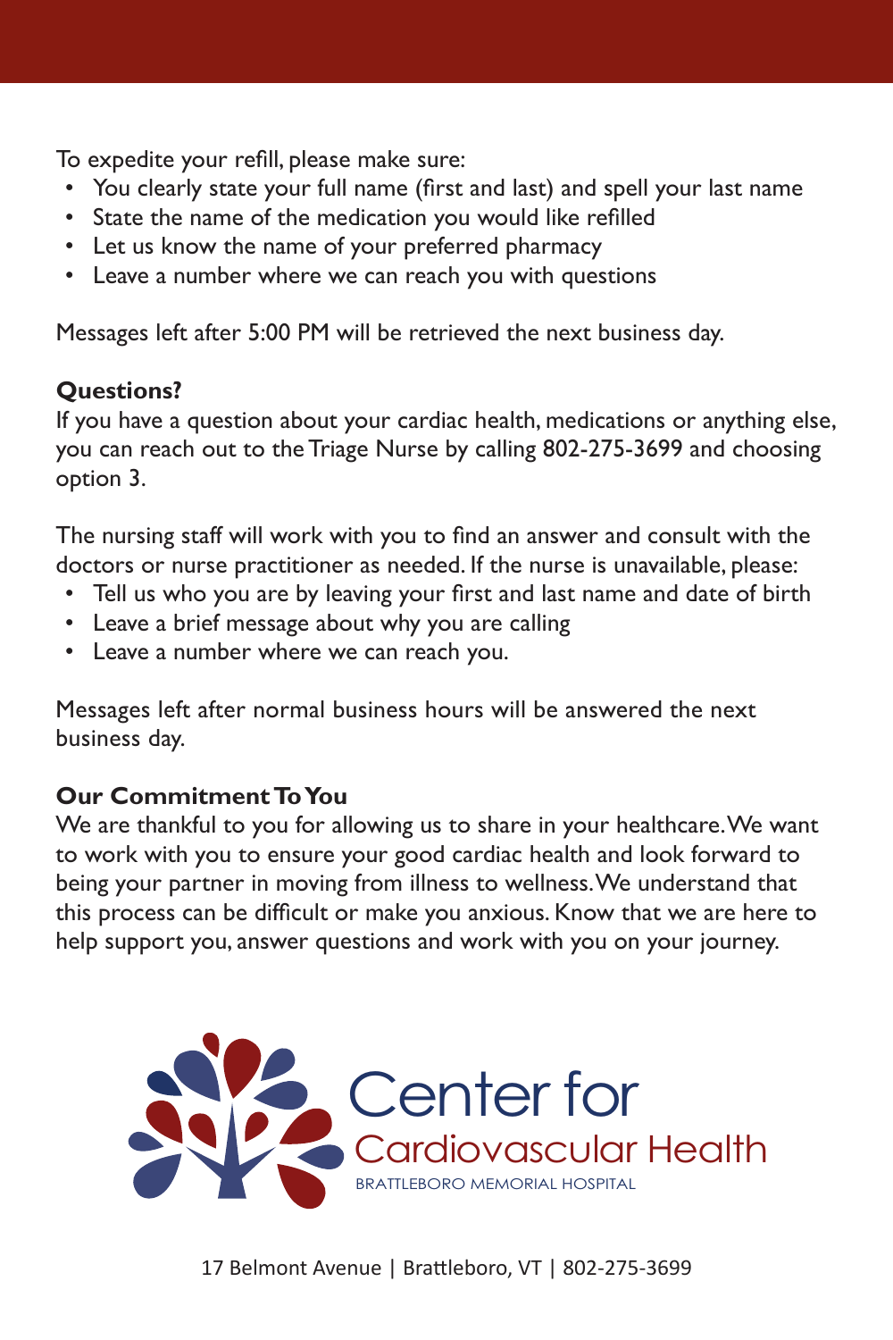To expedite your refill, please make sure:

- You clearly state your full name (first and last) and spell your last name
- State the name of the medication you would like refilled
- Let us know the name of your preferred pharmacy
- Leave a number where we can reach you with questions

Messages left after 5:00 PM will be retrieved the next business day.

**Questions?**

If you have a question about your cardiac health, medications or anything else, you can reach out to the Triage Nurse by calling 802-275-3699 and choosing option 3.

The nursing staff will work with you to find an answer and consult with the doctors or nurse practitioner as needed. If the nurse is unavailable, please:

- Tell us who you are by leaving your first and last name and date of birth
- Leave a brief message about why you are calling
- Leave a number where we can reach you.

Messages left after normal business hours will be answered the next business day.

**Our Commitment To You**

We are thankful to you for allowing us to share in your healthcare. We want to work with you to ensure your good cardiac health and look forward to being your partner in moving from illness to wellness. We understand that this process can be difficult or make you anxious. Know that we are here to help support you, answer questions and work with you on your journey.

Center for
Cardiovascular Health
BRATTLEBORO MEMORIAL HOSPITAL

17 Belmont Avenue | Brattleboro, VT | 802-275-3699